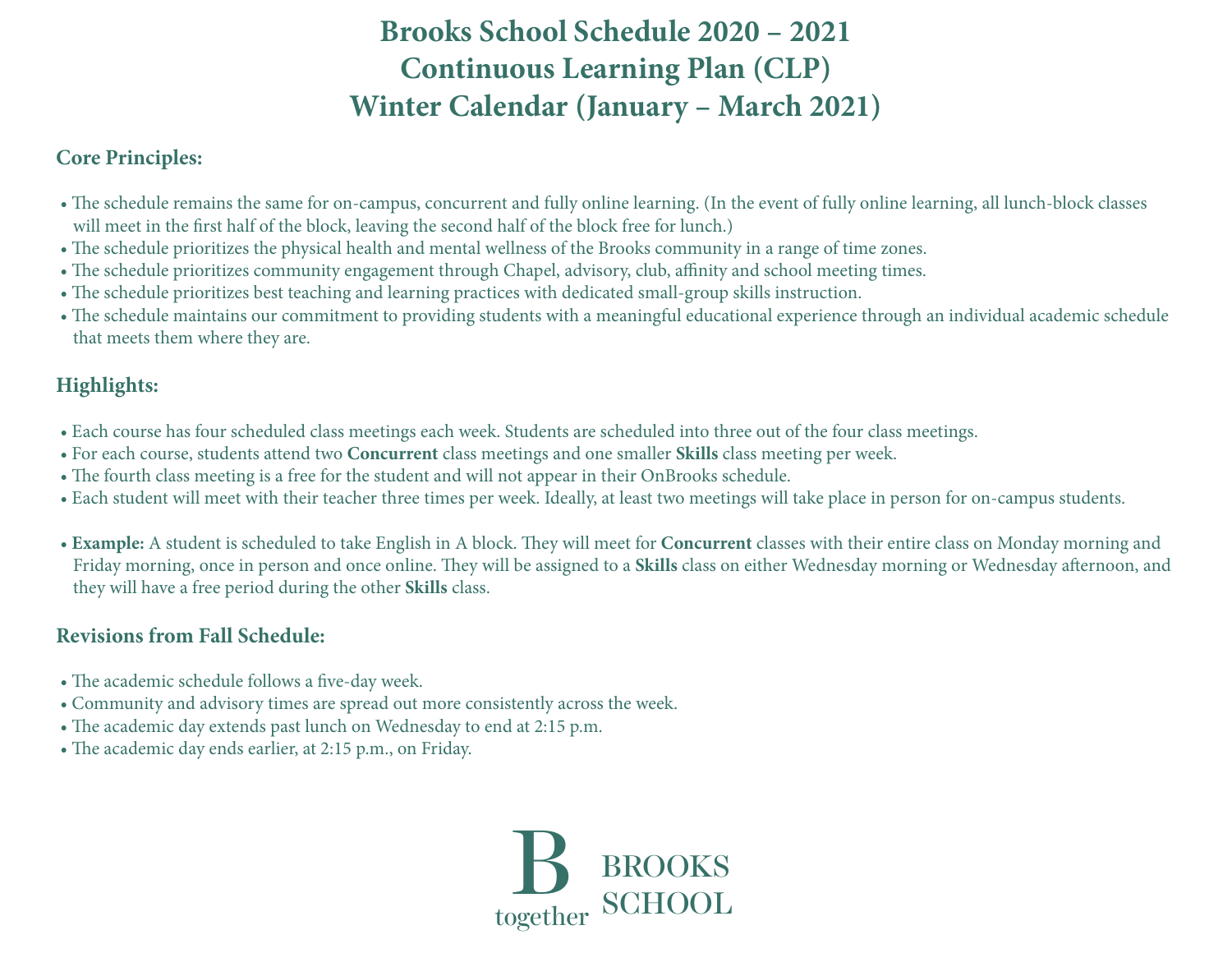# Brooks School Schedule 2020 – 2021
# Continuous Learning Plan (CLP)
# Winter Calendar (January – March 2021)

## Core Principles:

- The schedule remains the same for on-campus, concurrent and fully online learning. (In the event of fully online learning, all lunch-block classes will meet in the first half of the block, leaving the second half of the block free for lunch.)
- The schedule prioritizes the physical health and mental wellness of the Brooks community in a range of time zones.
- The schedule prioritizes community engagement through Chapel, advisory, club, affinity and school meeting times.
- The schedule prioritizes best teaching and learning practices with dedicated small-group skills instruction.
- The schedule maintains our commitment to providing students with a meaningful educational experience through an individual academic schedule that meets them where they are.

## Highlights:

- Each course has four scheduled class meetings each week. Students are scheduled into three out of the four class meetings.
- For each course, students attend two **Concurrent** class meetings and one smaller **Skills** class meeting per week.
- The fourth class meeting is a free for the student and will not appear in their OnBrooks schedule.
- Each student will meet with their teacher three times per week. Ideally, at least two meetings will take place in person for on-campus students.

- **Example:** A student is scheduled to take English in A block. They will meet for **Concurrent** classes with their entire class on Monday morning and Friday morning, once in person and once online. They will be assigned to a **Skills** class on either Wednesday morning or Wednesday afternoon, and they will have a free period during the other **Skills** class.

## Revisions from Fall Schedule:

- The academic schedule follows a five-day week.
- Community and advisory times are spread out more consistently across the week.
- The academic day extends past lunch on Wednesday to end at 2:15 p.m.
- The academic day ends earlier, at 2:15 p.m., on Friday.

B together BROOKS SCHOOL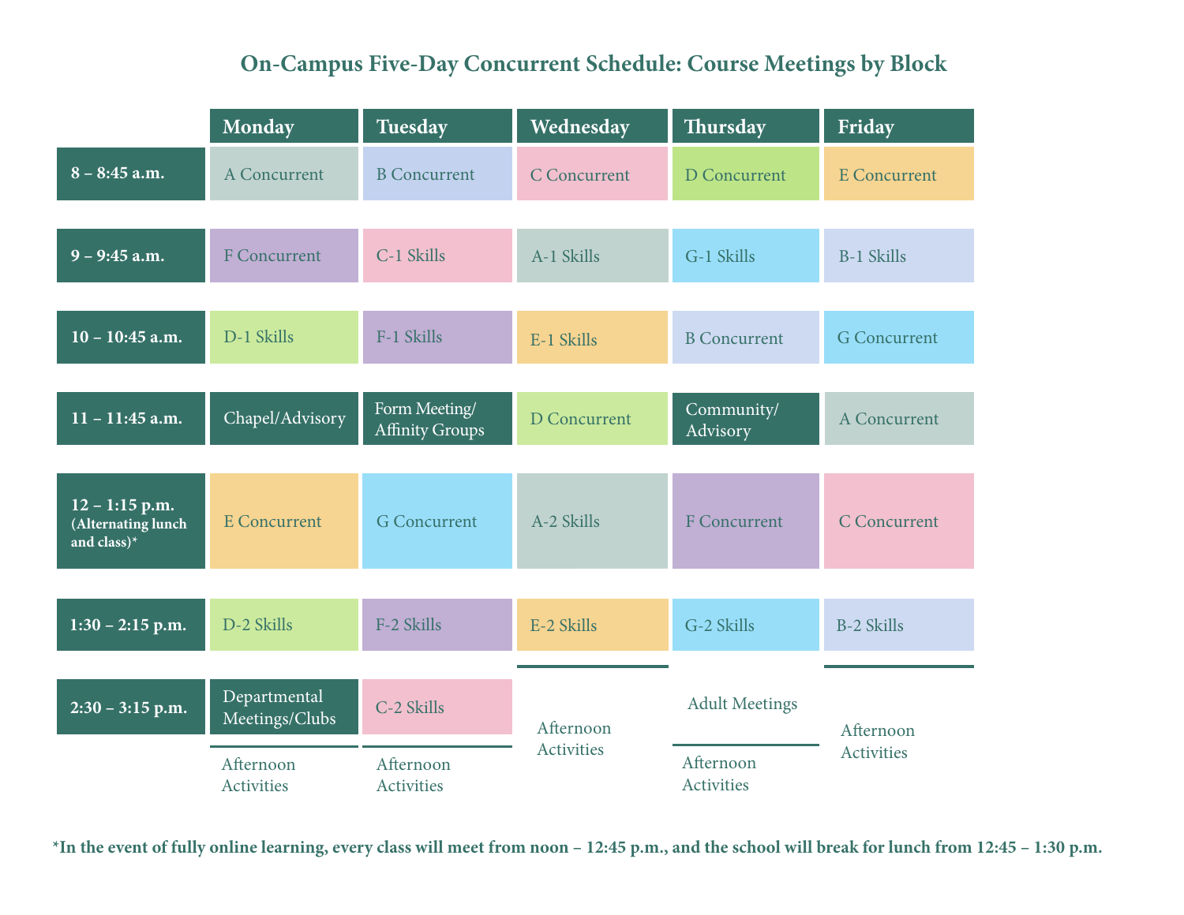# On-Campus Five-Day Concurrent Schedule: Course Meetings by Block

| | Monday | Tuesday | Wednesday | Thursday | Friday |
|---|---|---|---|---|---|
| 8 – 8:45 a.m. | A Concurrent | B Concurrent | C Concurrent | D Concurrent | E Concurrent |
| 9 – 9:45 a.m. | F Concurrent | C-1 Skills | A-1 Skills | G-1 Skills | B-1 Skills |
| 10 – 10:45 a.m. | D-1 Skills | F-1 Skills | E-1 Skills | B Concurrent | G Concurrent |
| 11 – 11:45 a.m. | Chapel/Advisory | Form Meeting/ Affinity Groups | D Concurrent | Community/ Advisory | A Concurrent |
| 12 – 1:15 p.m. (Alternating lunch and class)* | E Concurrent | G Concurrent | A-2 Skills | F Concurrent | C Concurrent |
| 1:30 – 2:15 p.m. | D-2 Skills | F-2 Skills | E-2 Skills | G-2 Skills | B-2 Skills |
| 2:30 – 3:15 p.m. | Departmental Meetings/Clubs | C-2 Skills | Afternoon Activities | Adult Meetings | Afternoon Activities |
| | Afternoon Activities | Afternoon Activities | | Afternoon Activities | |

**\*In the event of fully online learning, every class will meet from noon – 12:45 p.m., and the school will break for lunch from 12:45 – 1:30 p.m.**